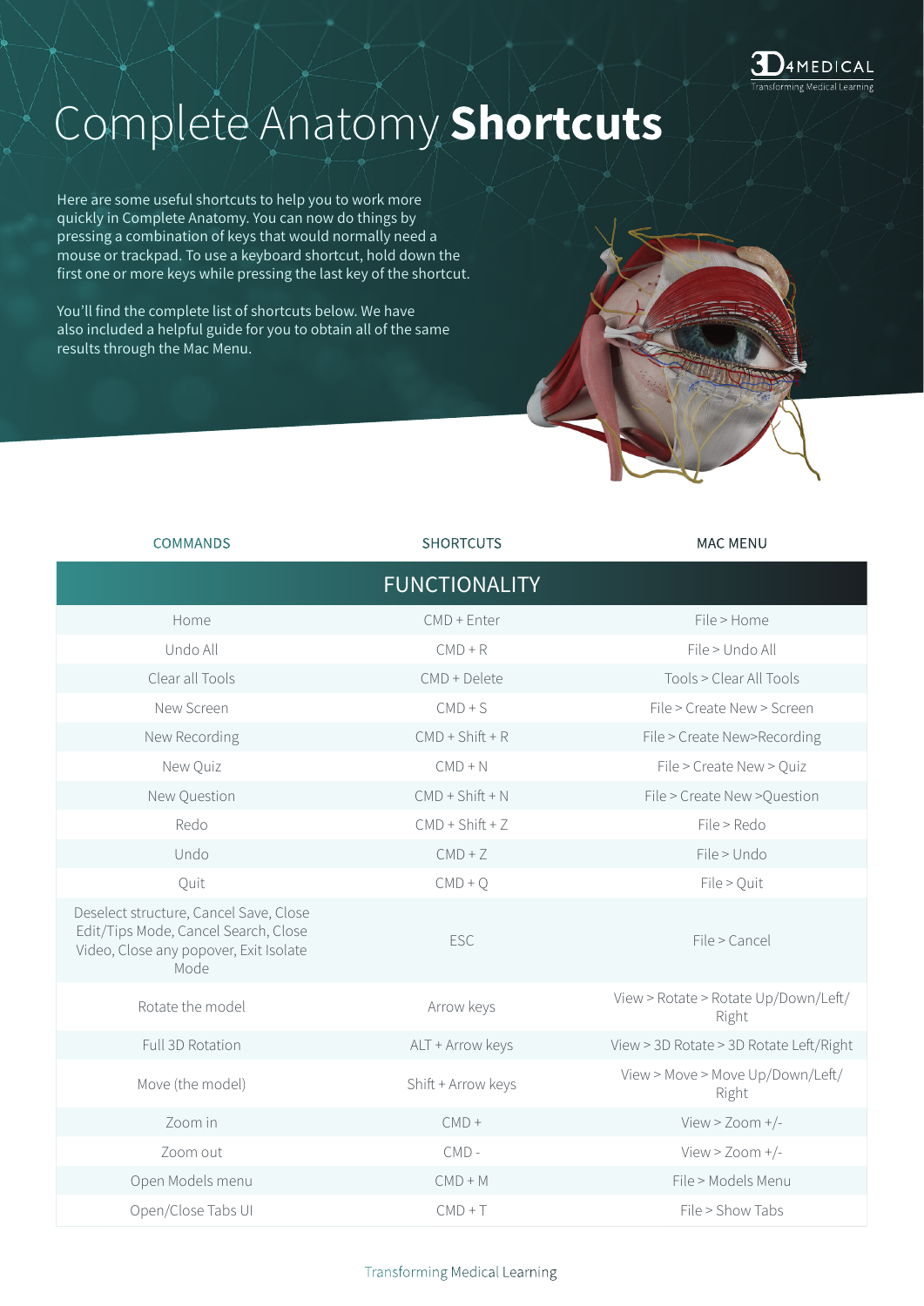# Complete Anatomy **Shortcuts**

Here are some useful shortcuts to help you to work more quickly in Complete Anatomy. You can now do things by pressing a combination of keys that would normally need a mouse or trackpad. To use a keyboard shortcut, hold down the first one or more keys while pressing the last key of the shortcut.

You'll find the complete list of shortcuts below. We have also included a helpful guide for you to obtain all of the same results through the Mac Menu.

| COMMANDS | SHORTCUTS | MAC MENU |
|---|---|---|
| | **FUNCTIONALITY** | |
| Home | CMD + Enter | File > Home |
| Undo All | CMD + R | File > Undo All |
| Clear all Tools | CMD + Delete | Tools > Clear All Tools |
| New Screen | CMD + S | File > Create New > Screen |
| New Recording | CMD + Shift + R | File > Create New>Recording |
| New Quiz | CMD + N | File > Create New > Quiz |
| New Question | CMD + Shift + N | File > Create New >Question |
| Redo | CMD + Shift + Z | File > Redo |
| Undo | CMD + Z | File > Undo |
| Quit | CMD + Q | File > Quit |
| Deselect structure, Cancel Save, Close Edit/Tips Mode, Cancel Search, Close Video, Close any popover, Exit Isolate Mode | ESC | File > Cancel |
| Rotate the model | Arrow keys | View > Rotate > Rotate Up/Down/Left/Right |
| Full 3D Rotation | ALT + Arrow keys | View > 3D Rotate > 3D Rotate Left/Right |
| Move (the model) | Shift + Arrow keys | View > Move > Move Up/Down/Left/Right |
| Zoom in | CMD + | View > Zoom +/- |
| Zoom out | CMD - | View > Zoom +/- |
| Open Models menu | CMD + M | File > Models Menu |
| Open/Close Tabs UI | CMD + T | File > Show Tabs |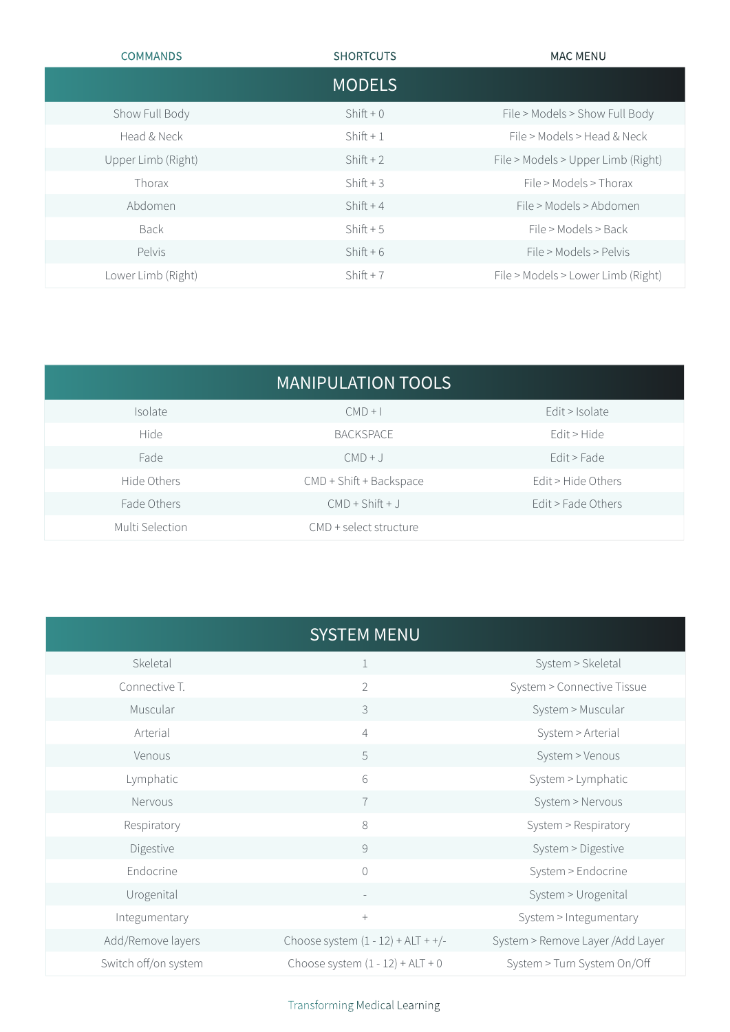| COMMANDS | SHORTCUTS | MAC MENU |
|---|---|---|
| **MODELS** | | |
| Show Full Body | Shift + 0 | File > Models > Show Full Body |
| Head & Neck | Shift + 1 | File > Models > Head & Neck |
| Upper Limb (Right) | Shift + 2 | File > Models > Upper Limb (Right) |
| Thorax | Shift + 3 | File > Models > Thorax |
| Abdomen | Shift + 4 | File > Models > Abdomen |
| Back | Shift + 5 | File > Models > Back |
| Pelvis | Shift + 6 | File > Models > Pelvis |
| Lower Limb (Right) | Shift + 7 | File > Models > Lower Limb (Right) |

## MANIPULATION TOOLS

| COMMANDS | SHORTCUTS | MAC MENU |
|---|---|---|
| Isolate | CMD + I | Edit > Isolate |
| Hide | BACKSPACE | Edit > Hide |
| Fade | CMD + J | Edit > Fade |
| Hide Others | CMD + Shift + Backspace | Edit > Hide Others |
| Fade Others | CMD + Shift + J | Edit > Fade Others |
| Multi Selection | CMD + select structure | |

## SYSTEM MENU

| COMMANDS | SHORTCUTS | MAC MENU |
|---|---|---|
| Skeletal | 1 | System > Skeletal |
| Connective T. | 2 | System > Connective Tissue |
| Muscular | 3 | System > Muscular |
| Arterial | 4 | System > Arterial |
| Venous | 5 | System > Venous |
| Lymphatic | 6 | System > Lymphatic |
| Nervous | 7 | System > Nervous |
| Respiratory | 8 | System > Respiratory |
| Digestive | 9 | System > Digestive |
| Endocrine | 0 | System > Endocrine |
| Urogenital | - | System > Urogenital |
| Integumentary | + | System > Integumentary |
| Add/Remove layers | Choose system (1 - 12) + ALT + +/- | System > Remove Layer /Add Layer |
| Switch off/on system | Choose system (1 - 12) + ALT + 0 | System > Turn System On/Off |

Transforming Medical Learning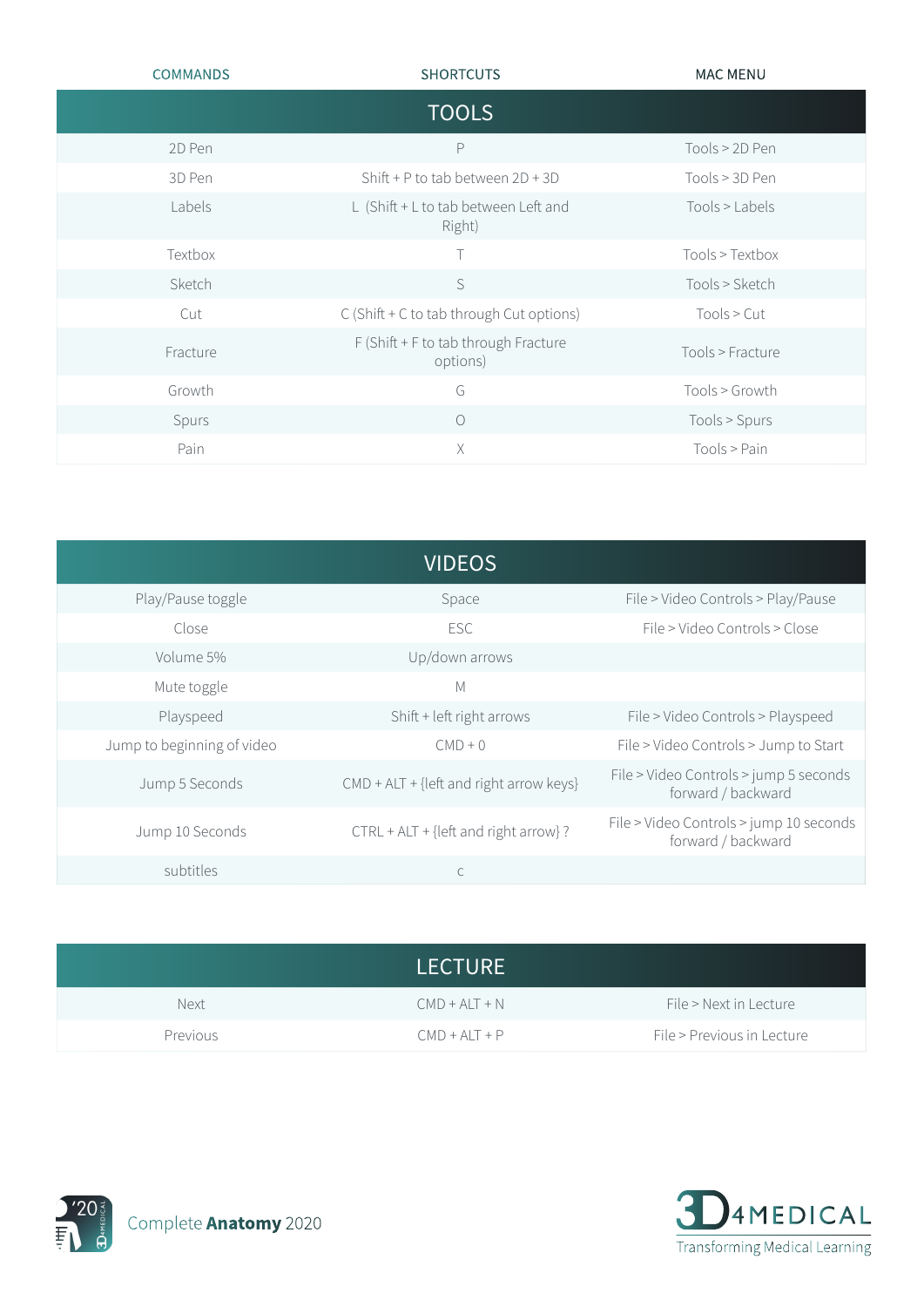| COMMANDS | SHORTCUTS | MAC MENU |
|---|---|---|
| **TOOLS** | | |
| 2D Pen | P | Tools > 2D Pen |
| 3D Pen | Shift + P to tab between 2D + 3D | Tools > 3D Pen |
| Labels | L (Shift + L to tab between Left and Right) | Tools > Labels |
| Textbox | T | Tools > Textbox |
| Sketch | S | Tools > Sketch |
| Cut | C (Shift + C to tab through Cut options) | Tools > Cut |
| Fracture | F (Shift + F to tab through Fracture options) | Tools > Fracture |
| Growth | G | Tools > Growth |
| Spurs | O | Tools > Spurs |
| Pain | X | Tools > Pain |

| | | |
|---|---|---|
| **VIDEOS** | | |
| Play/Pause toggle | Space | File > Video Controls > Play/Pause |
| Close | ESC | File > Video Controls > Close |
| Volume 5% | Up/down arrows | |
| Mute toggle | M | |
| Playspeed | Shift + left right arrows | File > Video Controls > Playspeed |
| Jump to beginning of video | CMD + 0 | File > Video Controls > Jump to Start |
| Jump 5 Seconds | CMD + ALT + {left and right arrow keys} | File > Video Controls > jump 5 seconds forward / backward |
| Jump 10 Seconds | CTRL + ALT + {left and right arrow} ? | File > Video Controls > jump 10 seconds forward / backward |
| subtitles | c | |

| | | |
|---|---|---|
| **LECTURE** | | |
| Next | CMD + ALT + N | File > Next in Lecture |
| Previous | CMD + ALT + P | File > Previous in Lecture |

Complete **Anatomy** 2020

3D4MEDICAL
Transforming Medical Learning